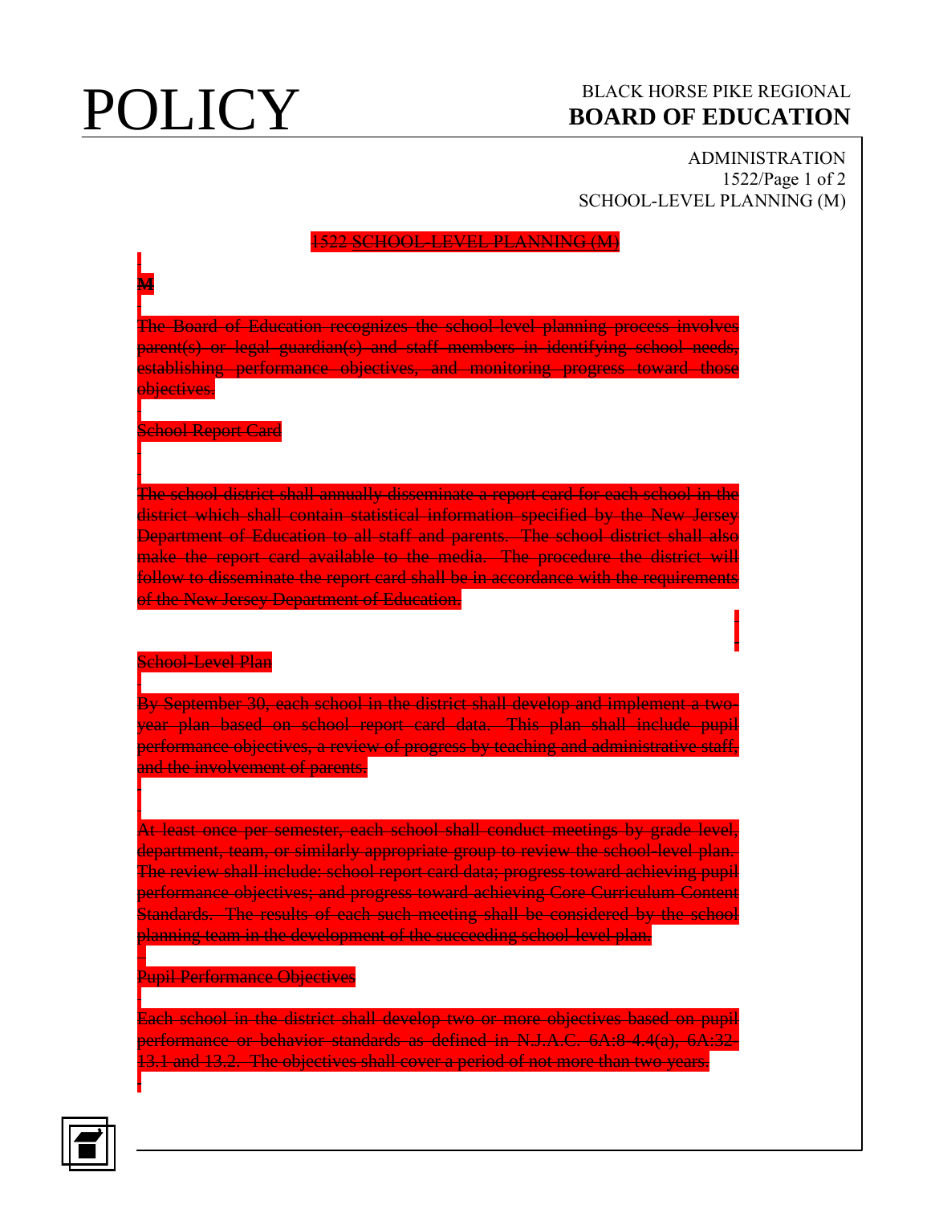# POLICY

BLACK HORSE PIKE REGIONAL
**BOARD OF EDUCATION**

ADMINISTRATION
SCHOOL-LEVEL PLANNING (M)

1522 SCHOOL-LEVEL PLANNING (M)

**M**

The Board of Education recognizes the school-level planning process involves parent(s) or legal guardian(s) and staff members in identifying school needs, establishing performance objectives, and monitoring progress toward those objectives.

School Report Card

The school district shall annually disseminate a report card for each school in the district which shall contain statistical information specified by the New Jersey Department of Education to all staff and parents. The school district shall also make the report card available to the media. The procedure the district will follow to disseminate the report card shall be in accordance with the requirements of the New Jersey Department of Education.

School-Level Plan

By September 30, each school in the district shall develop and implement a two-year plan based on school report card data. This plan shall include pupil performance objectives, a review of progress by teaching and administrative staff, and the involvement of parents.

At least once per semester, each school shall conduct meetings by grade level, department, team, or similarly appropriate group to review the school-level plan. The review shall include: school report card data; progress toward achieving pupil performance objectives; and progress toward achieving Core Curriculum Content Standards. The results of each such meeting shall be considered by the school planning team in the development of the succeeding school-level plan.

Pupil Performance Objectives

Each school in the district shall develop two or more objectives based on pupil performance or behavior standards as defined in N.J.A.C. 6A:8-4.4(a), 6A:32-13.1 and 13.2. The objectives shall cover a period of not more than two years.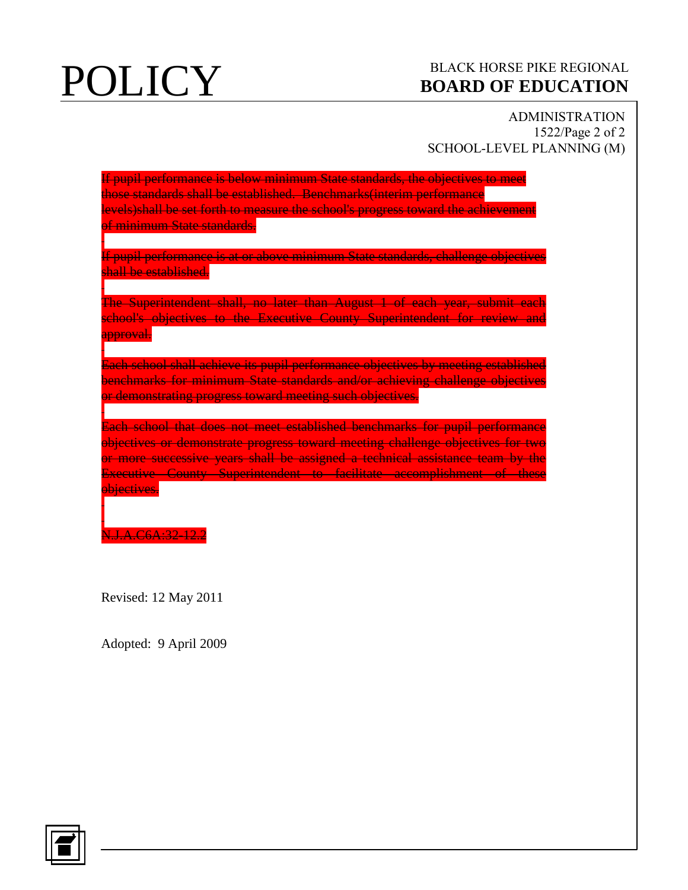~~If pupil performance is below minimum State standards, the objectives to meet those standards shall be established. Benchmarks(interim performance levels)shall be set forth to measure the school's progress toward the achievement of minimum State standards.~~

~~If pupil performance is at or above minimum State standards, challenge objectives shall be established.~~

~~The Superintendent shall, no later than August 1 of each year, submit each school's objectives to the Executive County Superintendent for review and approval.~~

~~Each school shall achieve its pupil performance objectives by meeting established benchmarks for minimum State standards and/or achieving challenge objectives or demonstrating progress toward meeting such objectives.~~

~~Each school that does not meet established benchmarks for pupil performance objectives or demonstrate progress toward meeting challenge objectives for two or more successive years shall be assigned a technical assistance team by the Executive County Superintendent to facilitate accomplishment of these objectives.~~

~~N.J.A.C6A:32-12.2~~

Revised: 12 May 2011

Adopted: 9 April 2009